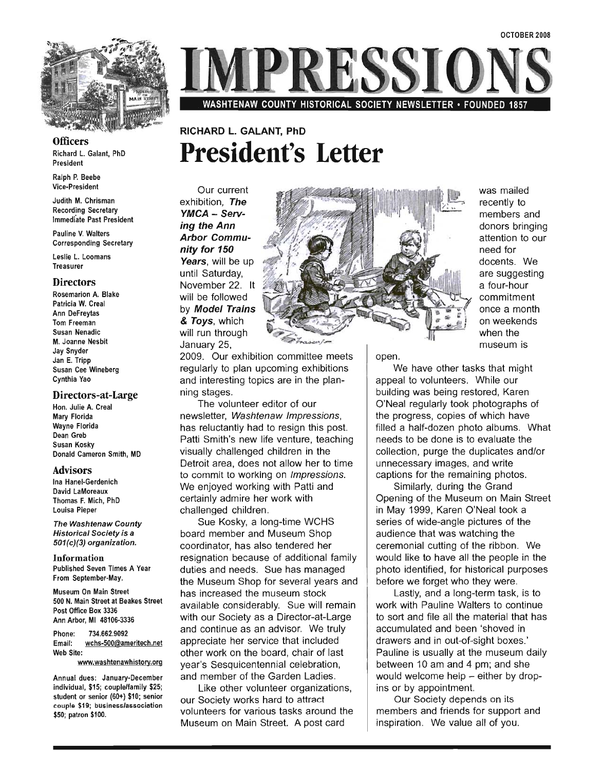OCTOBER 2008

# IMPRESSIONS

WASHTENAW COUNTY HISTORICAL SOCIETY NEWSLETTER • FOUNDED 1857

**Officers**

Richard L. Galant, PhD
President

Ralph P. Beebe
Vice-President

Judith M. Chrisman
Recording Secretary
Immediate Past President

Pauline V. Walters
Corresponding Secretary

Leslie L. Loomans
Treasurer

**Directors**

Rosemarion A. Blake
Patricia W. Creal
Ann DeFreytas
Tom Freeman
Susan Nenadic
M. Joanne Nesbit
Jay Snyder
Jan E. Tripp
Susan Cee Wineberg
Cynthia Yao

**Directors-at-Large**

Hon. Julie A. Creal
Mary Florida
Wayne Florida
Dean Greb
Susan Kosky
Donald Cameron Smith, MD

**Advisors**

Ina Hanel-Gerdenich
David LaMoreaux
Thomas F. Mich, PhD
Louisa Pieper

*The Washtenaw County Historical Society is a 501(c)(3) organization.*

**Information**

Published Seven Times A Year From September-May.

Museum On Main Street
500 N. Main Street at Beakes Street
Post Office Box 3336
Ann Arbor, MI 48106-3336

Phone: 734.662.9092
Email: wchs-500@ameritech.net
Web Site: www.washtenawhistory.org

Annual dues: January-December individual, $15; couple/family $25; student or senior (60+) $10; senior couple $19; business/association $50; patron $100.

RICHARD L. GALANT, PhD

## President's Letter

Our current exhibition, ***The YMCA – Serving the Ann Arbor Community for 150 Years***, will be up until Saturday, November 22. It will be followed by ***Model Trains & Toys***, which will run through January 25, 2009. Our exhibition committee meets regularly to plan upcoming exhibitions and interesting topics are in the planning stages.

The volunteer editor of our newsletter, *Washtenaw Impressions*, has reluctantly had to resign this post. Patti Smith's new life venture, teaching visually challenged children in the Detroit area, does not allow her to time to commit to working on *Impressions*. We enjoyed working with Patti and certainly admire her work with challenged children.

Sue Kosky, a long-time WCHS board member and Museum Shop coordinator, has also tendered her resignation because of additional family duties and needs. Sue has managed the Museum Shop for several years and has increased the museum stock available considerably. Sue will remain with our Society as a Director-at-Large and continue as an advisor. We truly appreciate her service that included other work on the board, chair of last year's Sesquicentennial celebration, and member of the Garden Ladies.

Like other volunteer organizations, our Society works hard to attract volunteers for various tasks around the Museum on Main Street. A post card was mailed recently to members and donors bringing attention to our need for docents. We are suggesting a four-hour commitment once a month on weekends when the museum is open.

We have other tasks that might appeal to volunteers. While our building was being restored, Karen O'Neal regularly took photographs of the progress, copies of which have filled a half-dozen photo albums. What needs to be done is to evaluate the collection, purge the duplicates and/or unnecessary images, and write captions for the remaining photos.

Similarly, during the Grand Opening of the Museum on Main Street in May 1999, Karen O'Neal took a series of wide-angle pictures of the audience that was watching the ceremonial cutting of the ribbon. We would like to have all the people in the photo identified, for historical purposes before we forget who they were.

Lastly, and a long-term task, is to work with Pauline Walters to continue to sort and file all the material that has accumulated and been 'shoved in drawers and in out-of-sight boxes.' Pauline is usually at the museum daily between 10 am and 4 pm; and she would welcome help – either by drop-ins or by appointment.

Our Society depends on its members and friends for support and inspiration. We value all of you.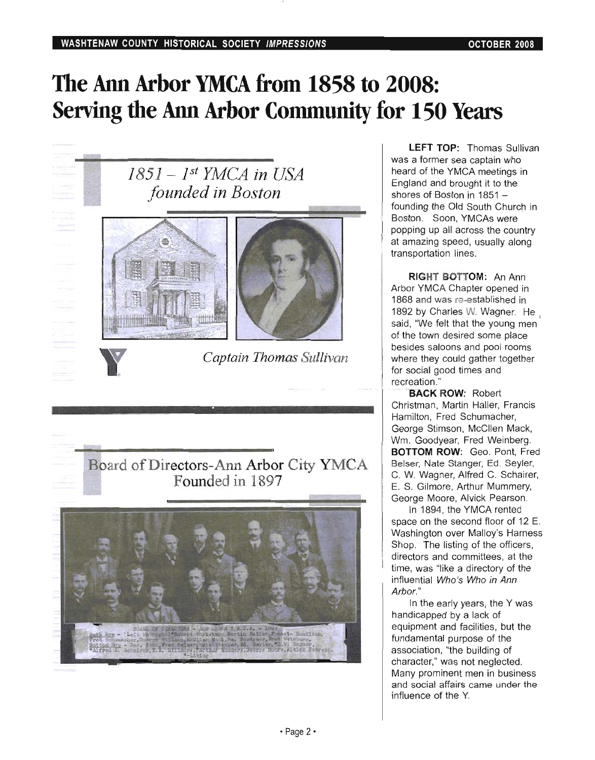// ... existing code ...
# The Ann Arbor YMCA from 1858 to 2008: Serving the Ann Arbor Community for 150 Years

*1851 – 1st YMCA in USA founded in Boston*

*Captain Thomas Sullivan*

Board of Directors-Ann Arbor City YMCA Founded in 1897

**LEFT TOP:** Thomas Sullivan was a former sea captain who heard of the YMCA meetings in England and brought it to the shores of Boston in 1851 – founding the Old South Church in Boston. Soon, YMCAs were popping up all across the country at amazing speed, usually along transportation lines.

**RIGHT BOTTOM:** An Ann Arbor YMCA Chapter opened in 1868 and was re-established in 1892 by Charles W. Wagner. He said, "We felt that the young men of the town desired some place besides saloons and pool rooms where they could gather together for social good times and recreation."

**BACK ROW:** Robert Christman, Martin Haller, Francis Hamilton, Fred Schumacher, George Stimson, McCllen Mack, Wm. Goodyear, Fred Weinberg. **BOTTOM ROW:** Geo. Pont, Fred Belser, Nate Stanger, Ed. Seyler, C. W. Wagner, Alfred C. Schairer, E. S. Gilmore, Arthur Mummery, George Moore, Alvick Pearson.

In 1894, the YMCA rented space on the second floor of 12 E. Washington over Malloy's Harness Shop. The listing of the officers, directors and committees, at the time, was "like a directory of the influential *Who's Who in Ann Arbor*."

In the early years, the Y was handicapped by a lack of equipment and facilities, but the fundamental purpose of the association, "the building of character," was not neglected. Many prominent men in business and social affairs came under the influence of the Y.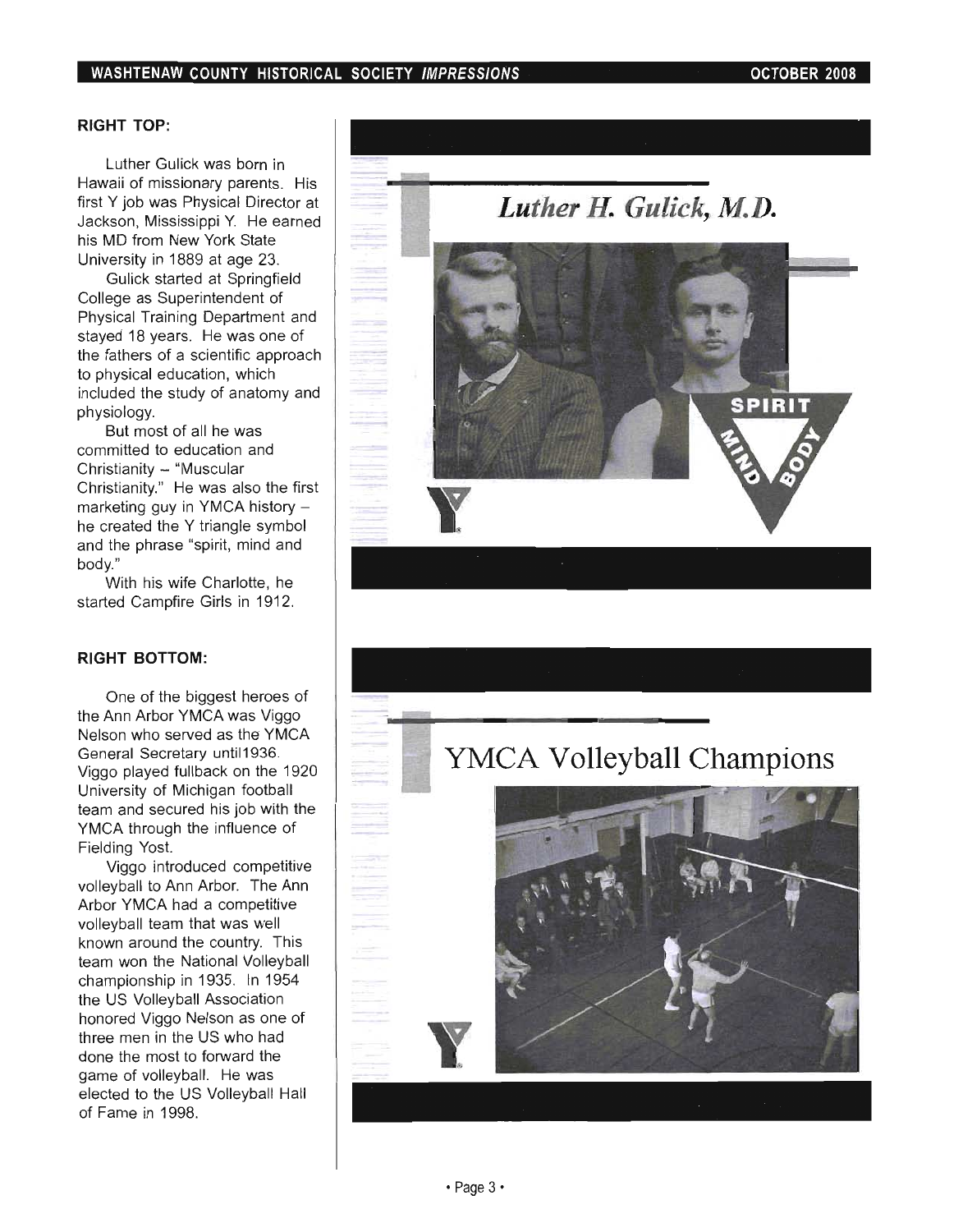**RIGHT TOP:**

Luther Gulick was born in Hawaii of missionary parents. His first Y job was Physical Director at Jackson, Mississippi Y. He earned his MD from New York State University in 1889 at age 23.

Gulick started at Springfield College as Superintendent of Physical Training Department and stayed 18 years. He was one of the fathers of a scientific approach to physical education, which included the study of anatomy and physiology.

But most of all he was committed to education and Christianity – "Muscular Christianity." He was also the first marketing guy in YMCA history – he created the Y triangle symbol and the phrase "spirit, mind and body."

With his wife Charlotte, he started Campfire Girls in 1912.

**RIGHT BOTTOM:**

One of the biggest heroes of the Ann Arbor YMCA was Viggo Nelson who served as the YMCA General Secretary until1936. Viggo played fullback on the 1920 University of Michigan football team and secured his job with the YMCA through the influence of Fielding Yost.

Viggo introduced competitive volleyball to Ann Arbor. The Ann Arbor YMCA had a competitive volleyball team that was well known around the country. This team won the National Volleyball championship in 1935. In 1954 the US Volleyball Association honored Viggo Nelson as one of three men in the US who had done the most to forward the game of volleyball. He was elected to the US Volleyball Hall of Fame in 1998.

*Luther H. Gulick, M.D.*

SPIRIT MIND BODY

YMCA Volleyball Champions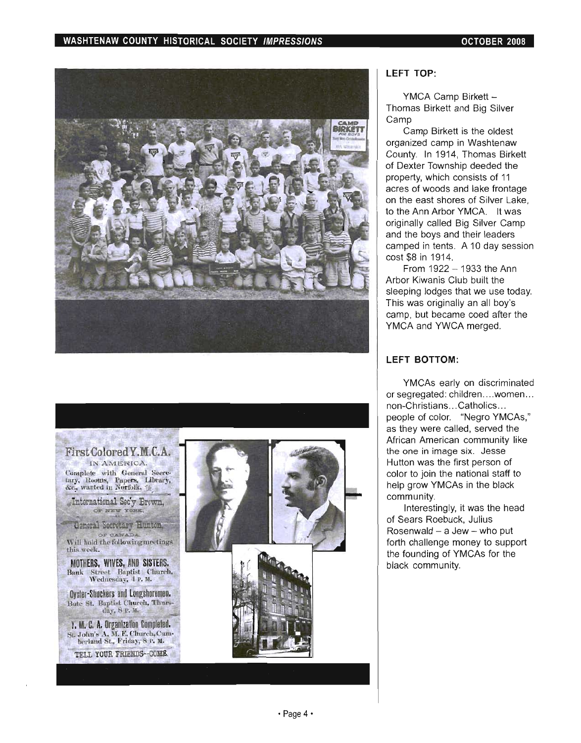**LEFT TOP:**

YMCA Camp Birkett – Thomas Birkett and Big Silver Camp

Camp Birkett is the oldest organized camp in Washtenaw County. In 1914, Thomas Birkett of Dexter Township deeded the property, which consists of 11 acres of woods and lake frontage on the east shores of Silver Lake, to the Ann Arbor YMCA. It was originally called Big Silver Camp and the boys and their leaders camped in tents. A 10 day session cost $8 in 1914.

From 1922 – 1933 the Ann Arbor Kiwanis Club built the sleeping lodges that we use today. This was originally an all boy's camp, but became coed after the YMCA and YWCA merged.

**LEFT BOTTOM:**

YMCAs early on discriminated or segregated: children….women… non-Christians…Catholics… people of color. "Negro YMCAs," as they were called, served the African American community like the one in image six. Jesse Hutton was the first person of color to join the national staff to help grow YMCAs in the black community.

Interestingly, it was the head of Sears Roebuck, Julius Rosenwald – a Jew – who put forth challenge money to support the founding of YMCAs for the black community.

First Colored Y.M.C.A. IN AMERICA.
Complete with General Secretary, Rooms, Papers, Library, &c., wanted in Norfolk.

International Sec'y Brown, OF NEW YORK,
AND
General Secretary Hunton, OF CANADA
Will hold the following meetings this week.

MOTHERS, WIVES, AND SISTERS.
Bank Street Baptist Church, Wednesday, 4 P. M.

Oyster-Shuckers and Longshoremen.
Bute St. Baptist Church, Thursday, 8 P. M.

Y. M. C. A. Organization Completed.
St. John's A. M. E. Church, Cumberland St., Friday, 8 P. M.

TELL YOUR FRIENDS--COME.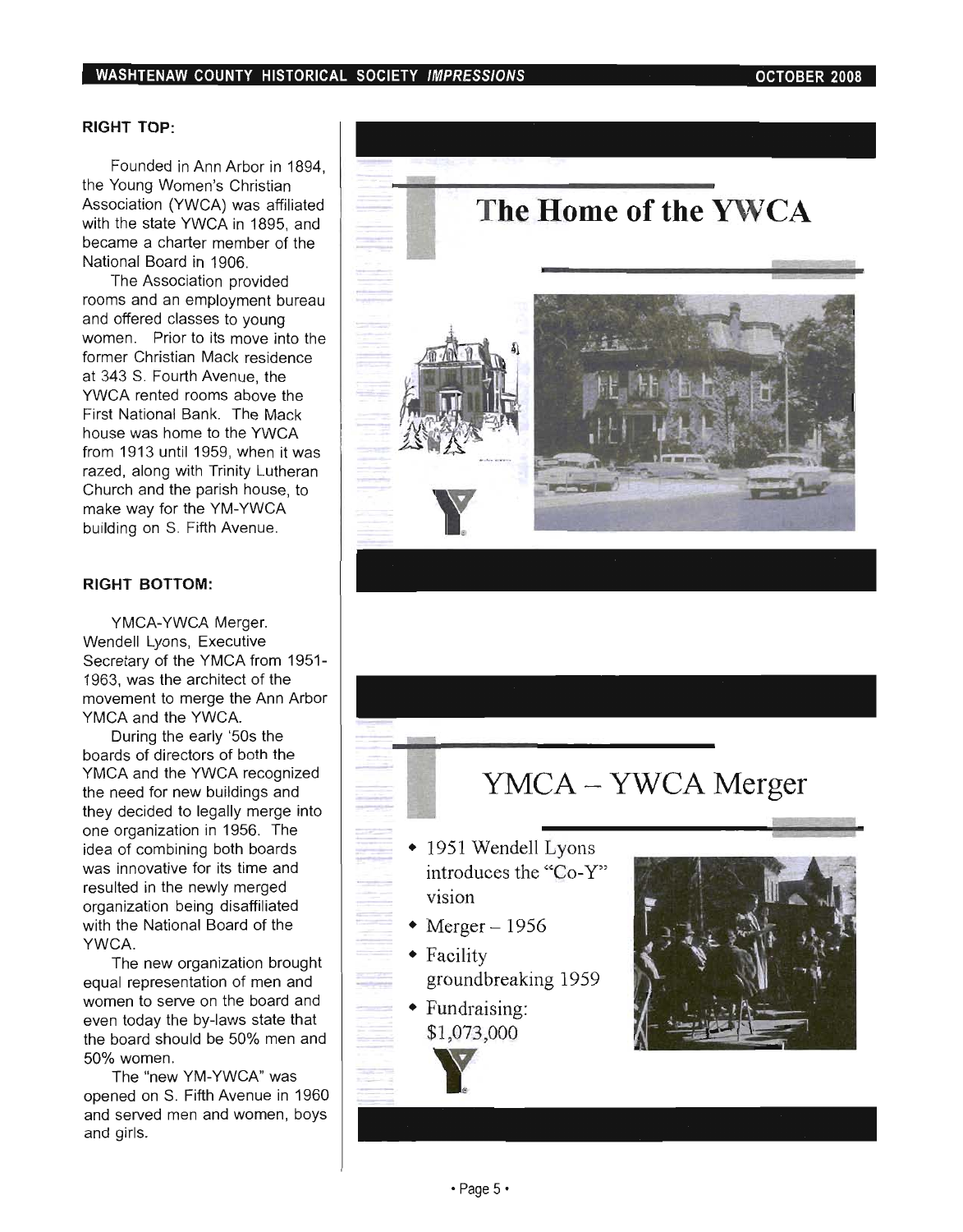**RIGHT TOP:**

Founded in Ann Arbor in 1894, the Young Women's Christian Association (YWCA) was affiliated with the state YWCA in 1895, and became a charter member of the National Board in 1906.

The Association provided rooms and an employment bureau and offered classes to young women. Prior to its move into the former Christian Mack residence at 343 S. Fourth Avenue, the YWCA rented rooms above the First National Bank. The Mack house was home to the YWCA from 1913 until 1959, when it was razed, along with Trinity Lutheran Church and the parish house, to make way for the YM-YWCA building on S. Fifth Avenue.

**RIGHT BOTTOM:**

YMCA-YWCA Merger. Wendell Lyons, Executive Secretary of the YMCA from 1951-1963, was the architect of the movement to merge the Ann Arbor YMCA and the YWCA.

During the early '50s the boards of directors of both the YMCA and the YWCA recognized the need for new buildings and they decided to legally merge into one organization in 1956. The idea of combining both boards was innovative for its time and resulted in the newly merged organization being disaffiliated with the National Board of the YWCA.

The new organization brought equal representation of men and women to serve on the board and even today the by-laws state that the board should be 50% men and 50% women.

The "new YM-YWCA" was opened on S. Fifth Avenue in 1960 and served men and women, boys and girls.

## The Home of the YWCA

## YMCA – YWCA Merger

- 1951 Wendell Lyons introduces the "Co-Y" vision
- Merger – 1956
- Facility groundbreaking 1959
- Fundraising: $1,073,000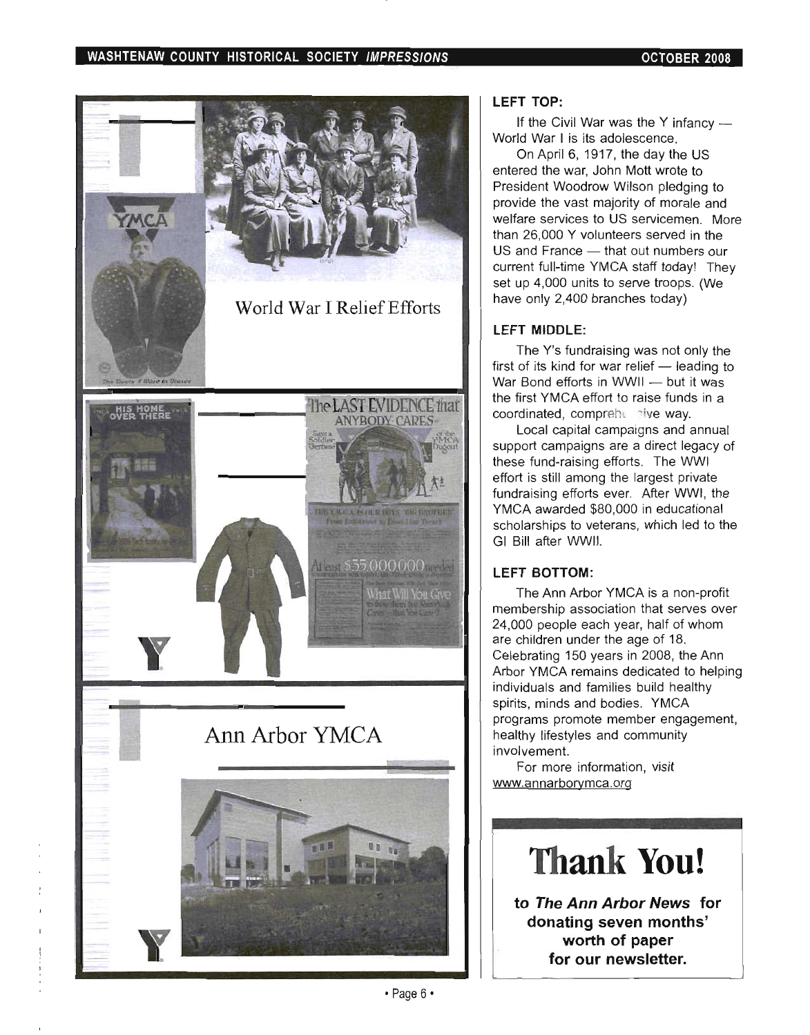World War I Relief Efforts

Ann Arbor YMCA

### LEFT TOP:

If the Civil War was the Y infancy — World War I is its adolescence.

On April 6, 1917, the day the US entered the war, John Mott wrote to President Woodrow Wilson pledging to provide the vast majority of morale and welfare services to US servicemen. More than 26,000 Y volunteers served in the US and France — that out numbers our current full-time YMCA staff today! They set up 4,000 units to serve troops. (We have only 2,400 branches today)

### LEFT MIDDLE:

The Y's fundraising was not only the first of its kind for war relief — leading to War Bond efforts in WWII — but it was the first YMCA effort to raise funds in a coordinated, comprehensive way.

Local capital campaigns and annual support campaigns are a direct legacy of these fund-raising efforts. The WWI effort is still among the largest private fundraising efforts ever. After WWI, the YMCA awarded $80,000 in educational scholarships to veterans, which led to the GI Bill after WWII.

### LEFT BOTTOM:

The Ann Arbor YMCA is a non-profit membership association that serves over 24,000 people each year, half of whom are children under the age of 18. Celebrating 150 years in 2008, the Ann Arbor YMCA remains dedicated to helping individuals and families build healthy spirits, minds and bodies. YMCA programs promote member engagement, healthy lifestyles and community involvement.

For more information, visit www.annarborymca.org

# Thank You!

**to *The Ann Arbor News* for donating seven months' worth of paper for our newsletter.**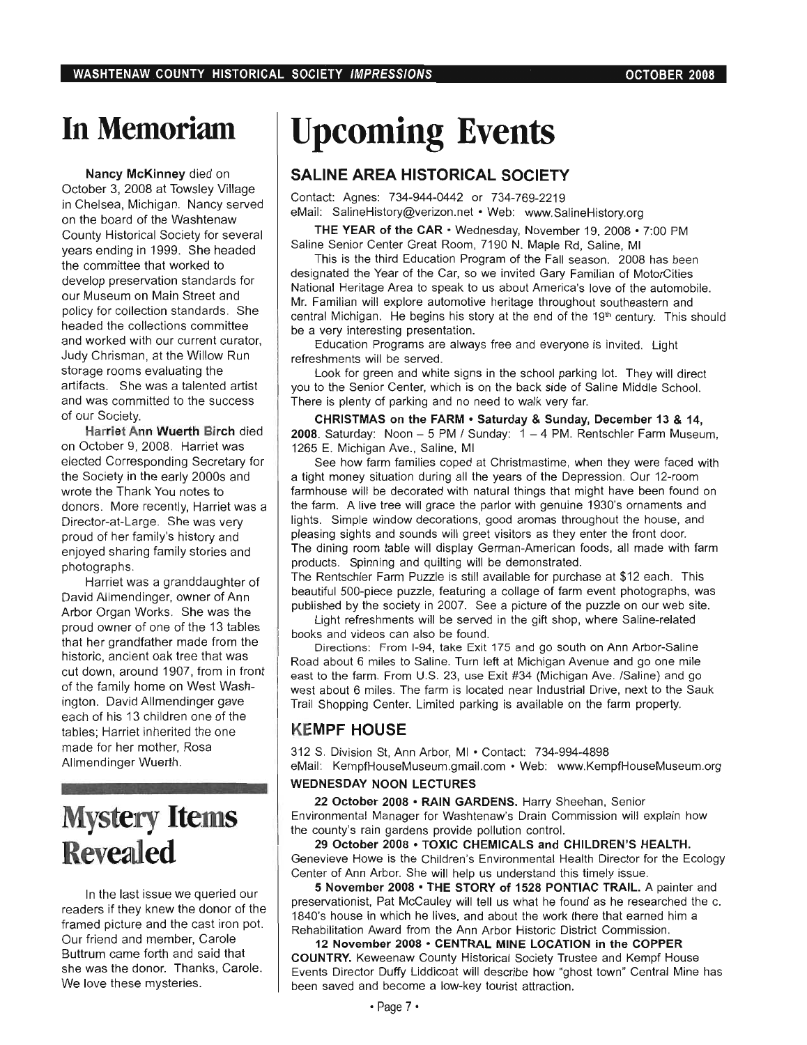# In Memoriam

**Nancy McKinney** died on October 3, 2008 at Towsley Village in Chelsea, Michigan. Nancy served on the board of the Washtenaw County Historical Society for several years ending in 1999. She headed the committee that worked to develop preservation standards for our Museum on Main Street and policy for collection standards. She headed the collections committee and worked with our current curator, Judy Chrisman, at the Willow Run storage rooms evaluating the artifacts. She was a talented artist and was committed to the success of our Society.

**Harriet Ann Wuerth Birch** died on October 9, 2008. Harriet was elected Corresponding Secretary for the Society in the early 2000s and wrote the Thank You notes to donors. More recently, Harriet was a Director-at-Large. She was very proud of her family's history and enjoyed sharing family stories and photographs.

Harriet was a granddaughter of David Allmendinger, owner of Ann Arbor Organ Works. She was the proud owner of one of the 13 tables that her grandfather made from the historic, ancient oak tree that was cut down, around 1907, from in front of the family home on West Washington. David Allmendinger gave each of his 13 children one of the tables; Harriet inherited the one made for her mother, Rosa Allmendinger Wuerth.

# Mystery Items Revealed

In the last issue we queried our readers if they knew the donor of the framed picture and the cast iron pot. Our friend and member, Carole Buttrum came forth and said that she was the donor. Thanks, Carole. We love these mysteries.

# Upcoming Events

## SALINE AREA HISTORICAL SOCIETY

Contact: Agnes: 734-944-0442 or 734-769-2219
eMail: SalineHistory@verizon.net • Web: www.SalineHistory.org

**THE YEAR of the CAR** • Wednesday, November 19, 2008 • 7:00 PM
Saline Senior Center Great Room, 7190 N. Maple Rd, Saline, MI

This is the third Education Program of the Fall season. 2008 has been designated the Year of the Car, so we invited Gary Familian of MotorCities National Heritage Area to speak to us about America's love of the automobile. Mr. Familian will explore automotive heritage throughout southeastern and central Michigan. He begins his story at the end of the 19th century. This should be a very interesting presentation.

Education Programs are always free and everyone is invited. Light refreshments will be served.

Look for green and white signs in the school parking lot. They will direct you to the Senior Center, which is on the back side of Saline Middle School. There is plenty of parking and no need to walk very far.

**CHRISTMAS on the FARM • Saturday & Sunday, December 13 & 14, 2008**. Saturday: Noon – 5 PM / Sunday: 1 – 4 PM. Rentschler Farm Museum, 1265 E. Michigan Ave., Saline, MI

See how farm families coped at Christmastime, when they were faced with a tight money situation during all the years of the Depression. Our 12-room farmhouse will be decorated with natural things that might have been found on the farm. A live tree will grace the parlor with genuine 1930's ornaments and lights. Simple window decorations, good aromas throughout the house, and pleasing sights and sounds will greet visitors as they enter the front door. The dining room table will display German-American foods, all made with farm products. Spinning and quilting will be demonstrated.

The Rentschler Farm Puzzle is still available for purchase at $12 each. This beautiful 500-piece puzzle, featuring a collage of farm event photographs, was published by the society in 2007. See a picture of the puzzle on our web site.

Light refreshments will be served in the gift shop, where Saline-related books and videos can also be found.

Directions: From I-94, take Exit 175 and go south on Ann Arbor-Saline Road about 6 miles to Saline. Turn left at Michigan Avenue and go one mile east to the farm. From U.S. 23, use Exit #34 (Michigan Ave. /Saline) and go west about 6 miles. The farm is located near Industrial Drive, next to the Sauk Trail Shopping Center. Limited parking is available on the farm property.

## KEMPF HOUSE

312 S. Division St, Ann Arbor, MI • Contact: 734-994-4898
eMail: KempfHouseMuseum.gmail.com • Web: www.KempfHouseMuseum.org

**WEDNESDAY NOON LECTURES**

**22 October 2008 • RAIN GARDENS.** Harry Sheehan, Senior Environmental Manager for Washtenaw's Drain Commission will explain how the county's rain gardens provide pollution control.

**29 October 2008 • TOXIC CHEMICALS and CHILDREN'S HEALTH.** Genevieve Howe is the Children's Environmental Health Director for the Ecology Center of Ann Arbor. She will help us understand this timely issue.

**5 November 2008 • THE STORY of 1528 PONTIAC TRAIL.** A painter and preservationist, Pat McCauley will tell us what he found as he researched the c. 1840's house in which he lives, and about the work there that earned him a Rehabilitation Award from the Ann Arbor Historic District Commission.

**12 November 2008 • CENTRAL MINE LOCATION in the COPPER COUNTRY.** Keweenaw County Historical Society Trustee and Kempf House Events Director Duffy Liddicoat will describe how "ghost town" Central Mine has been saved and become a low-key tourist attraction.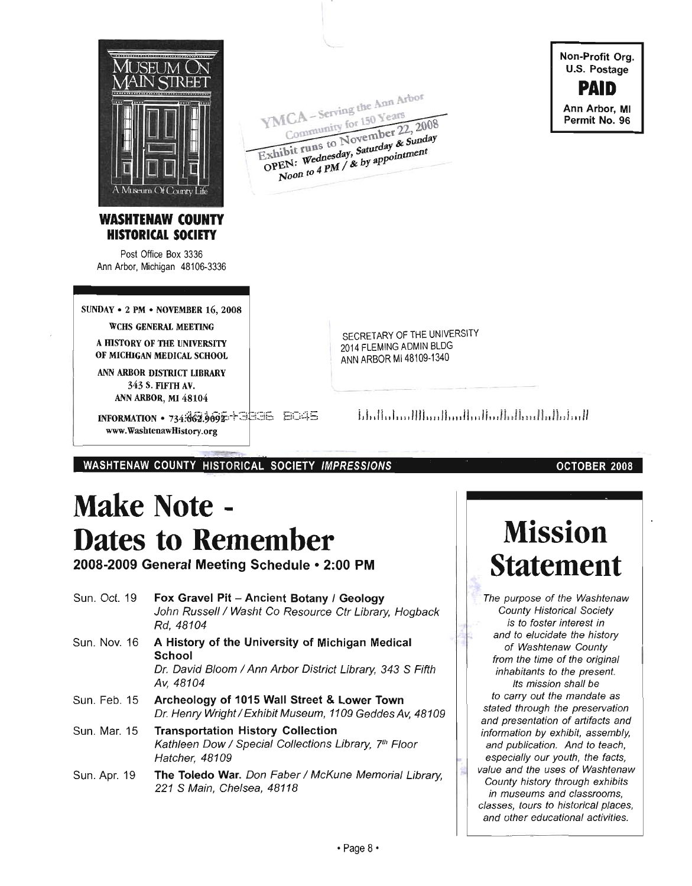MUSEUM ON MAIN STREET

A Museum Of County Life

**WASHTENAW COUNTY HISTORICAL SOCIETY**

Post Office Box 3336
Ann Arbor, Michigan 48106-3336

YMCA – Serving the Ann Arbor Community for 150 Years
Exhibit runs to November 22, 2008
OPEN: Wednesday, Saturday & Sunday
Noon to 4 PM / & by appointment

Non-Profit Org.
U.S. Postage
**PAID**
Ann Arbor, MI
Permit No. 96

SUNDAY • 2 PM • NOVEMBER 16, 2008

WCHS GENERAL MEETING

A HISTORY OF THE UNIVERSITY OF MICHIGAN MEDICAL SCHOOL

ANN ARBOR DISTRICT LIBRARY
343 S. FIFTH AV.
ANN ARBOR, MI 48104

INFORMATION • 734.662.9092
www.WashtenawHistory.org

SECRETARY OF THE UNIVERSITY
2014 FLEMING ADMIN BLDG
ANN ARBOR MI 48109-1340

**WASHTENAW COUNTY HISTORICAL SOCIETY *IMPRESSIONS*** — **OCTOBER 2008**

# Make Note - Dates to Remember

### 2008-2009 General Meeting Schedule • 2:00 PM

| | |
|---|---|
| Sun. Oct. 19 | **Fox Gravel Pit – Ancient Botany / Geology** *John Russell / Washt Co Resource Ctr Library, Hogback Rd, 48104* |
| Sun. Nov. 16 | **A History of the University of Michigan Medical School** *Dr. David Bloom / Ann Arbor District Library, 343 S Fifth Av, 48104* |
| Sun. Feb. 15 | **Archeology of 1015 Wall Street & Lower Town** *Dr. Henry Wright / Exhibit Museum, 1109 Geddes Av, 48109* |
| Sun. Mar. 15 | **Transportation History Collection** *Kathleen Dow / Special Collections Library, 7th Floor Hatcher, 48109* |
| Sun. Apr. 19 | **The Toledo War.** *Don Faber / McKune Memorial Library, 221 S Main, Chelsea, 48118* |

# Mission Statement

*The purpose of the Washtenaw County Historical Society is to foster interest in and to elucidate the history of Washtenaw County from the time of the original inhabitants to the present. Its mission shall be to carry out the mandate as stated through the preservation and presentation of artifacts and information by exhibit, assembly, and publication. And to teach, especially our youth, the facts, value and the uses of Washtenaw County history through exhibits in museums and classrooms, classes, tours to historical places, and other educational activities.*